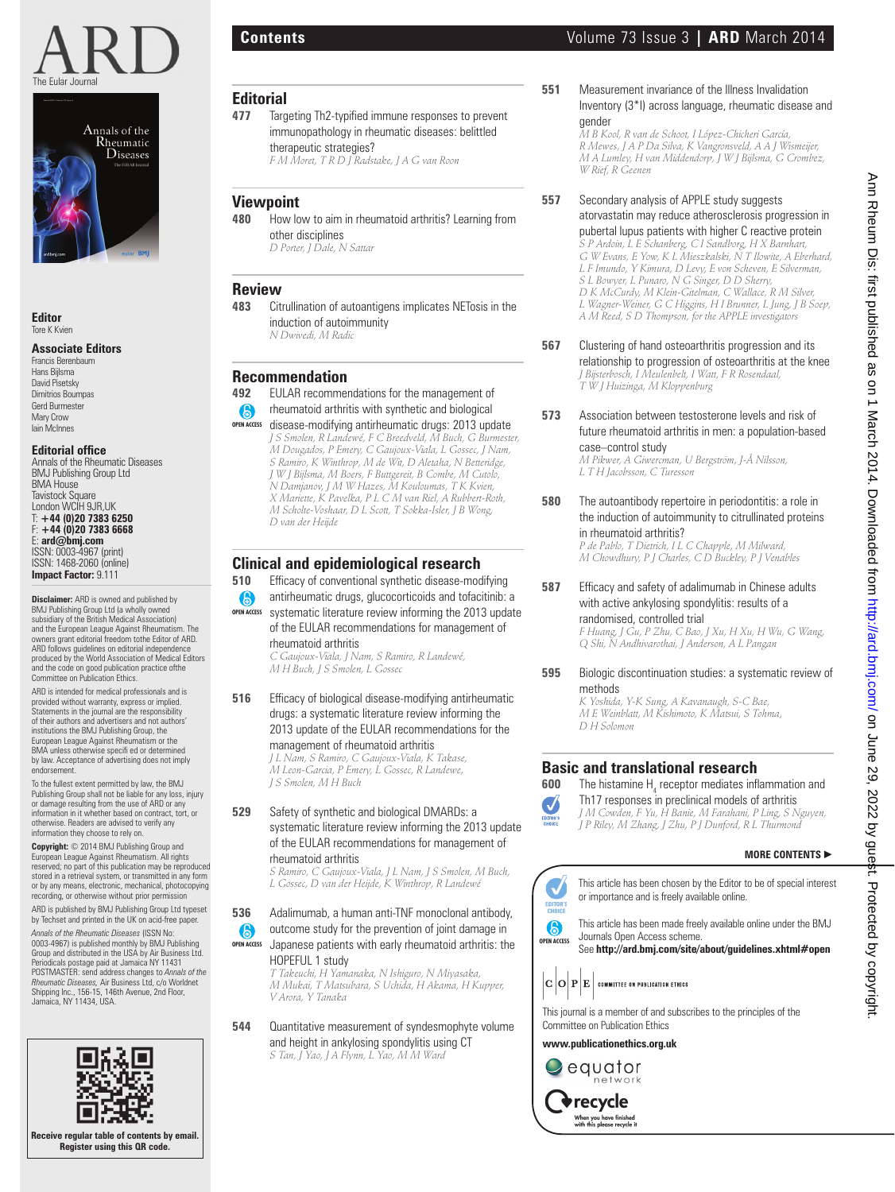# ARD

The Eular Journal

**Editor**
Tore K Kvien

**Associate Editors**
Francis Berenbaum
Hans Bijlsma
David Pisetsky
Dimitrios Boumpas
Gerd Burmester
Mary Crow
Iain McInnes

**Editorial office**
Annals of the Rheumatic Diseases
BMJ Publishing Group Ltd
BMA House
Tavistock Square
London WCIH 9JR,UK
T: **+44 (0)20 7383 6250**
F: **+44 (0)20 7383 6668**
E: **ard@bmj.com**
ISSN: 0003-4967 (print)
ISSN: 1468-2060 (online)
**Impact Factor:** 9.111

**Disclaimer:** ARD is owned and published by BMJ Publishing Group Ltd (a wholly owned subsidiary of the British Medical Association) and the European League Against Rheumatism. The owners grant editorial freedom tothe Editor of ARD. ARD follows guidelines on editorial independence produced by the World Association of Medical Editors and the code on good publication practice ofthe Committee on Publication Ethics.

ARD is intended for medical professionals and is provided without warranty, express or implied. Statements in the journal are the responsibility of their authors and advertisers and not authors' institutions the BMJ Publishing Group, the European League Against Rheumatism or the BMA unless otherwise specifi ed or determined by law. Acceptance of advertising does not imply endorsement.

To the fullest extent permitted by law, the BMJ Publishing Group shall not be liable for any loss, injury or damage resulting from the use of ARD or any information in it whether based on contract, tort, or otherwise. Readers are advised to verify any information they choose to rely on.

**Copyright:** © 2014 BMJ Publishing Group and European League Against Rheumatism. All rights reserved; no part of this publication may be reproduced stored in a retrieval system, or transmitted in any form or by any means, electronic, mechanical, photocopying recording, or otherwise without prior permission

ARD is published by BMJ Publishing Group Ltd typeset by Techset and printed in the UK on acid-free paper.

*Annals of the Rheumatic Diseases* (ISSN No: 0003-4967) is published monthly by BMJ Publishing Group and distributed in the USA by Air Business Ltd. Periodicals postage paid at Jamaica NY 11431 POSTMASTER: send address changes to *Annals of the Rheumatic Diseases*, Air Business Ltd, c/o Worldnet Shipping Inc., 156-15, 146th Avenue, 2nd Floor, Jamaica, NY 11434, USA.

**Receive regular table of contents by email. Register using this QR code.**

## Contents

## Editorial

**477** Targeting Th2-typified immune responses to prevent immunopathology in rheumatic diseases: belittled therapeutic strategies?
*F M Moret, T R D J Radstake, J A G van Roon*

## Viewpoint

**480** How low to aim in rheumatoid arthritis? Learning from other disciplines
*D Porter, J Dale, N Sattar*

## Review

**483** Citrullination of autoantigens implicates NETosis in the induction of autoimmunity
*N Dwivedi, M Radic*

## Recommendation

**492** EULAR recommendations for the management of rheumatoid arthritis with synthetic and biological disease-modifying antirheumatic drugs: 2013 update (OPEN ACCESS)
*J S Smolen, R Landewé, F C Breedveld, M Buch, G Burmester, M Dougados, P Emery, C Gaujoux-Viala, L Gossec, J Nam, S Ramiro, K Winthrop, M de Wit, D Aletaha, N Betteridge, J W J Bijlsma, M Boers, F Buttgereit, B Combe, M Cutolo, N Damjanov, J M W Hazes, M Kouloumas, T K Kvien, X Mariette, K Pavelka, P L C M van Riel, A Rubbert-Roth, M Scholte-Voshaar, D L Scott, T Sokka-Isler, J B Wong, D van der Heijde*

## Clinical and epidemiological research

**510** Efficacy of conventional synthetic disease-modifying antirheumatic drugs, glucocorticoids and tofacitinib: a systematic literature review informing the 2013 update of the EULAR recommendations for management of rheumatoid arthritis (OPEN ACCESS)
*C Gaujoux-Viala, J Nam, S Ramiro, R Landewé, M H Buch, J S Smolen, L Gossec*

**516** Efficacy of biological disease-modifying antirheumatic drugs: a systematic literature review informing the 2013 update of the EULAR recommendations for the management of rheumatoid arthritis
*J L Nam, S Ramiro, C Gaujoux-Viala, K Takase, M Leon-Garcia, P Emery, L Gossec, R Landewe, J S Smolen, M H Buch*

**529** Safety of synthetic and biological DMARDs: a systematic literature review informing the 2013 update of the EULAR recommendations for management of rheumatoid arthritis
*S Ramiro, C Gaujoux-Viala, J L Nam, J S Smolen, M Buch, L Gossec, D van der Heijde, K Winthrop, R Landewé*

**536** Adalimumab, a human anti-TNF monoclonal antibody, outcome study for the prevention of joint damage in Japanese patients with early rheumatoid arthritis: the HOPEFUL 1 study (OPEN ACCESS)
*T Takeuchi, H Yamanaka, N Ishiguro, N Miyasaka, M Mukai, T Matsubara, S Uchida, H Akama, H Kupper, V Arora, Y Tanaka*

**544** Quantitative measurement of syndesmophyte volume and height in ankylosing spondylitis using CT
*S Tan, J Yao, J A Flynn, L Yao, M M Ward*

**551** Measurement invariance of the Illness Invalidation Inventory (3*I) across language, rheumatic disease and gender
*M B Kool, R van de Schoot, I López-Chicheri García, R Mewes, J A P Da Silva, K Vangronsveld, A A J Wismeijer, M A Lumley, H van Middendorp, J W J Bijlsma, G Crombez, W Rief, R Geenen*

**557** Secondary analysis of APPLE study suggests atorvastatin may reduce atherosclerosis progression in pubertal lupus patients with higher C reactive protein
*S P Ardoin, L E Schanberg, C I Sandborg, H X Barnhart, G W Evans, E Yow, K L Mieszkalski, N T Ilowite, A Eberhard, L F Imundo, Y Kimura, D Levy, E von Scheven, E Silverman, S L Bowyer, L Punaro, N G Singer, D D Sherry, D K McCurdy, M Klein-Gitelman, C Wallace, R M Silver, L Wagner-Weiner, G C Higgins, H I Brunner, L Jung, J B Soep, A M Reed, S D Thompson, for the APPLE investigators*

**567** Clustering of hand osteoarthritis progression and its relationship to progression of osteoarthritis at the knee
*J Bijsterbosch, I Meulenbelt, I Watt, F R Rosendaal, T W J Huizinga, M Kloppenburg*

**573** Association between testosterone levels and risk of future rheumatoid arthritis in men: a population-based case–control study
*M Pikwer, A Giwercman, U Bergström, J-Å Nilsson, L T H Jacobsson, C Turesson*

**580** The autoantibody repertoire in periodontitis: a role in the induction of autoimmunity to citrullinated proteins in rheumatoid arthritis?
*P de Pablo, T Dietrich, I L C Chapple, M Milward, M Chowdhury, P J Charles, C D Buckley, P J Venables*

**587** Efficacy and safety of adalimumab in Chinese adults with active ankylosing spondylitis: results of a randomised, controlled trial
*F Huang, J Gu, P Zhu, C Bao, J Xu, H Xu, H Wu, G Wang, Q Shi, N Andhivarothai, J Anderson, A L Pangan*

**595** Biologic discontinuation studies: a systematic review of methods
*K Yoshida, Y-K Sung, A Kavanaugh, S-C Bae, M E Weinblatt, M Kishimoto, K Matsui, S Tohma, D H Solomon*

## Basic and translational research

**600** The histamine $H_4$ receptor mediates inflammation and Th17 responses in preclinical models of arthritis (EDITOR'S CHOICE)
*J M Cowden, F Yu, H Banie, M Farahani, P Ling, S Nguyen, J P Riley, M Zhang, J Zhu, P J Dunford, R L Thurmond*

**MORE CONTENTS ▶**

EDITOR'S CHOICE: This article has been chosen by the Editor to be of special interest or importance and is freely available online.

OPEN ACCESS: This article has been made freely available online under the BMJ Journals Open Access scheme.
See **http://ard.bmj.com/site/about/guidelines.xhtml#open**

COPE — COMMITTEE ON PUBLICATION ETHICS

This journal is a member of and subscribes to the principles of the Committee on Publication Ethics

**www.publicationethics.org.uk**

equator network

recycle — When you have finished with this please recycle it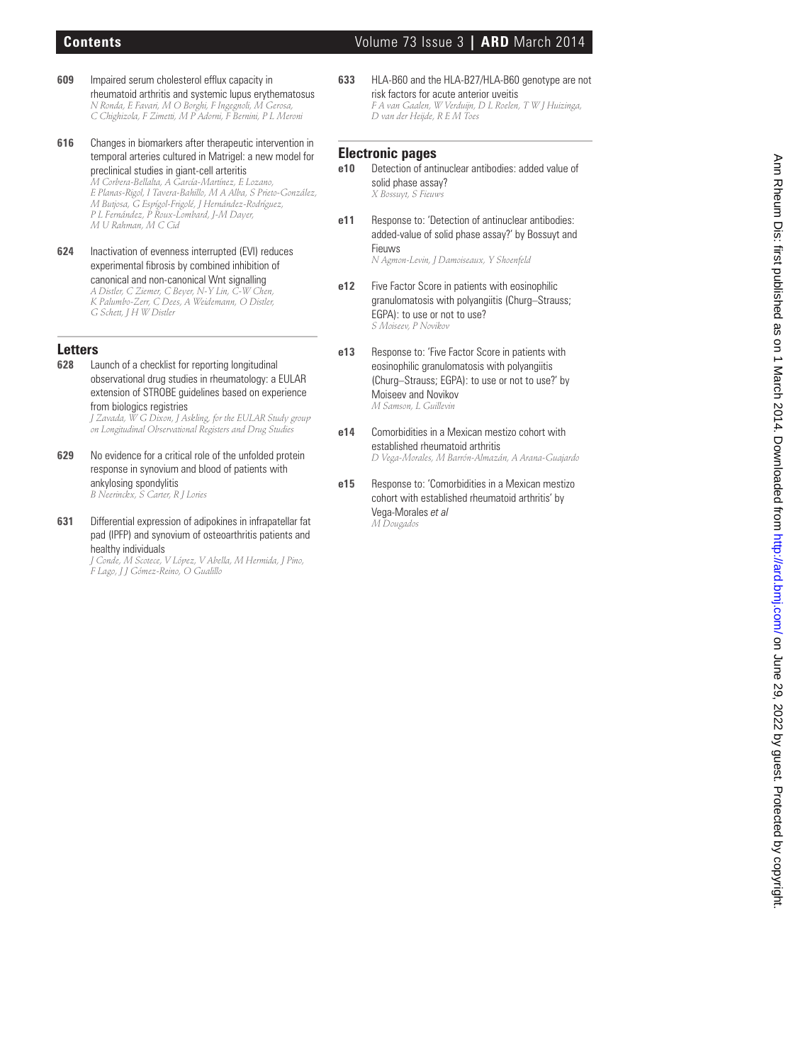**609** Impaired serum cholesterol efflux capacity in rheumatoid arthritis and systemic lupus erythematosus
*N Ronda, E Favari, M O Borghi, F Ingegnoli, M Gerosa, C Chighizola, F Zimetti, M P Adorni, F Bernini, P L Meroni*

**616** Changes in biomarkers after therapeutic intervention in temporal arteries cultured in Matrigel: a new model for preclinical studies in giant-cell arteritis
*M Corbera-Bellalta, A García-Martínez, E Lozano, E Planas-Rigol, I Tavera-Bahillo, M A Alba, S Prieto-González, M Butjosa, G Espígol-Frigolé, J Hernández-Rodríguez, P L Fernández, P Roux-Lombard, J-M Dayer, M U Rahman, M C Cid*

**624** Inactivation of evenness interrupted (EVI) reduces experimental fibrosis by combined inhibition of canonical and non-canonical Wnt signalling
*A Distler, C Ziemer, C Beyer, N-Y Lin, C-W Chen, K Palumbo-Zerr, C Dees, A Weidemann, O Distler, G Schett, J H W Distler*

## Letters

**628** Launch of a checklist for reporting longitudinal observational drug studies in rheumatology: a EULAR extension of STROBE guidelines based on experience from biologics registries
*J Zavada, W G Dixon, J Askling, for the EULAR Study group on Longitudinal Observational Registers and Drug Studies*

**629** No evidence for a critical role of the unfolded protein response in synovium and blood of patients with ankylosing spondylitis
*B Neerinckx, S Carter, R J Lories*

**631** Differential expression of adipokines in infrapatellar fat pad (IPFP) and synovium of osteoarthritis patients and healthy individuals
*J Conde, M Scotece, V López, V Abella, M Hermida, J Pino, F Lago, J J Gómez-Reino, O Gualillo*

**633** HLA-B60 and the HLA-B27/HLA-B60 genotype are not risk factors for acute anterior uveitis
*F A van Gaalen, W Verduijn, D L Roelen, T W J Huizinga, D van der Heijde, R E M Toes*

## Electronic pages

**e10** Detection of antinuclear antibodies: added value of solid phase assay?
*X Bossuyt, S Fieuws*

**e11** Response to: 'Detection of antinuclear antibodies: added-value of solid phase assay?' by Bossuyt and Fieuws
*N Agmon-Levin, J Damoiseaux, Y Shoenfeld*

**e12** Five Factor Score in patients with eosinophilic granulomatosis with polyangiitis (Churg–Strauss; EGPA): to use or not to use?
*S Moiseev, P Novikov*

**e13** Response to: 'Five Factor Score in patients with eosinophilic granulomatosis with polyangiitis (Churg–Strauss; EGPA): to use or not to use?' by Moiseev and Novikov
*M Samson, L Guillevin*

**e14** Comorbidities in a Mexican mestizo cohort with established rheumatoid arthritis
*D Vega-Morales, M Barrón-Almazán, A Arana-Guajardo*

**e15** Response to: 'Comorbidities in a Mexican mestizo cohort with established rheumatoid arthritis' by Vega-Morales *et al*
*M Dougados*